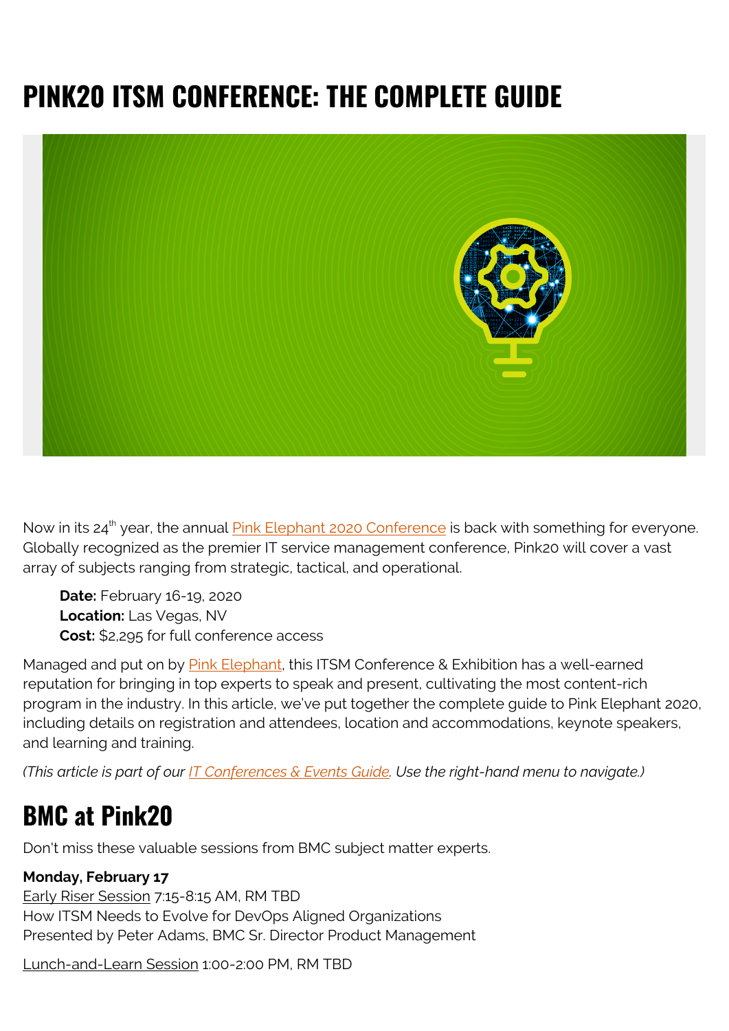# PINK20 ITSM CONFERENCE: THE COMPLETE GUIDE

Now in its 24th year, the annual Pink Elephant 2020 Conference is back with something for everyone. Globally recognized as the premier IT service management conference, Pink20 will cover a vast array of subjects ranging from strategic, tactical, and operational.

**Date:** February 16-19, 2020
**Location:** Las Vegas, NV
**Cost:** $2,295 for full conference access

Managed and put on by Pink Elephant, this ITSM Conference & Exhibition has a well-earned reputation for bringing in top experts to speak and present, cultivating the most content-rich program in the industry. In this article, we've put together the complete guide to Pink Elephant 2020, including details on registration and attendees, location and accommodations, keynote speakers, and learning and training.

*(This article is part of our IT Conferences & Events Guide. Use the right-hand menu to navigate.)*

## BMC at Pink20

Don't miss these valuable sessions from BMC subject matter experts.

**Monday, February 17**
Early Riser Session 7:15-8:15 AM, RM TBD
How ITSM Needs to Evolve for DevOps Aligned Organizations
Presented by Peter Adams, BMC Sr. Director Product Management

Lunch-and-Learn Session 1:00-2:00 PM, RM TBD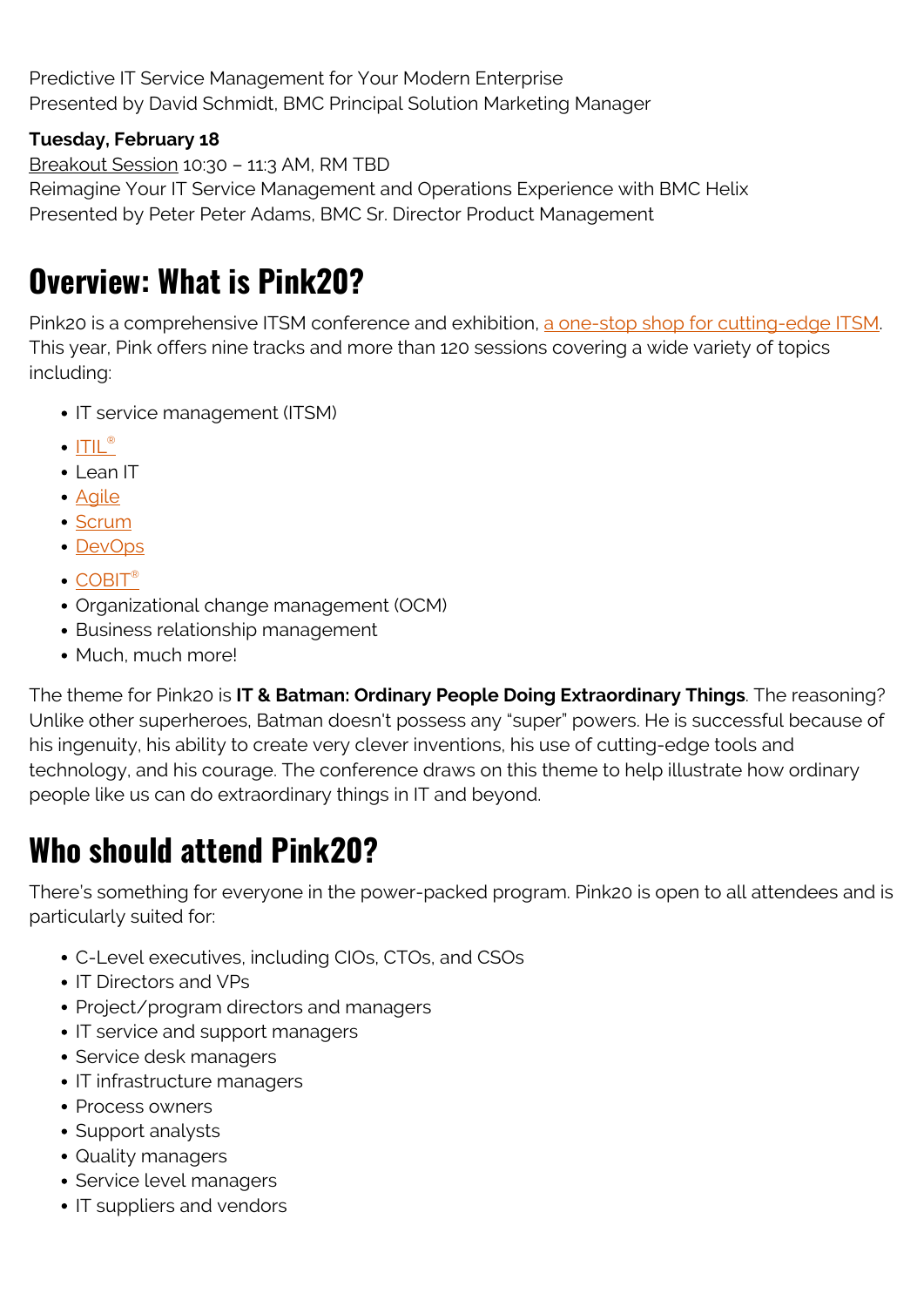Predictive IT Service Management for Your Modern Enterprise
Presented by David Schmidt, BMC Principal Solution Marketing Manager

**Tuesday, February 18**
Breakout Session 10:30 – 11:3 AM, RM TBD
Reimagine Your IT Service Management and Operations Experience with BMC Helix
Presented by Peter Peter Adams, BMC Sr. Director Product Management

## Overview: What is Pink20?

Pink20 is a comprehensive ITSM conference and exhibition, a one-stop shop for cutting-edge ITSM. This year, Pink offers nine tracks and more than 120 sessions covering a wide variety of topics including:

- IT service management (ITSM)
- ITIL®
- Lean IT
- Agile
- Scrum
- DevOps
- COBIT®
- Organizational change management (OCM)
- Business relationship management
- Much, much more!

The theme for Pink20 is **IT & Batman: Ordinary People Doing Extraordinary Things**. The reasoning? Unlike other superheroes, Batman doesn't possess any "super" powers. He is successful because of his ingenuity, his ability to create very clever inventions, his use of cutting-edge tools and technology, and his courage. The conference draws on this theme to help illustrate how ordinary people like us can do extraordinary things in IT and beyond.

## Who should attend Pink20?

There's something for everyone in the power-packed program. Pink20 is open to all attendees and is particularly suited for:

- C-Level executives, including CIOs, CTOs, and CSOs
- IT Directors and VPs
- Project/program directors and managers
- IT service and support managers
- Service desk managers
- IT infrastructure managers
- Process owners
- Support analysts
- Quality managers
- Service level managers
- IT suppliers and vendors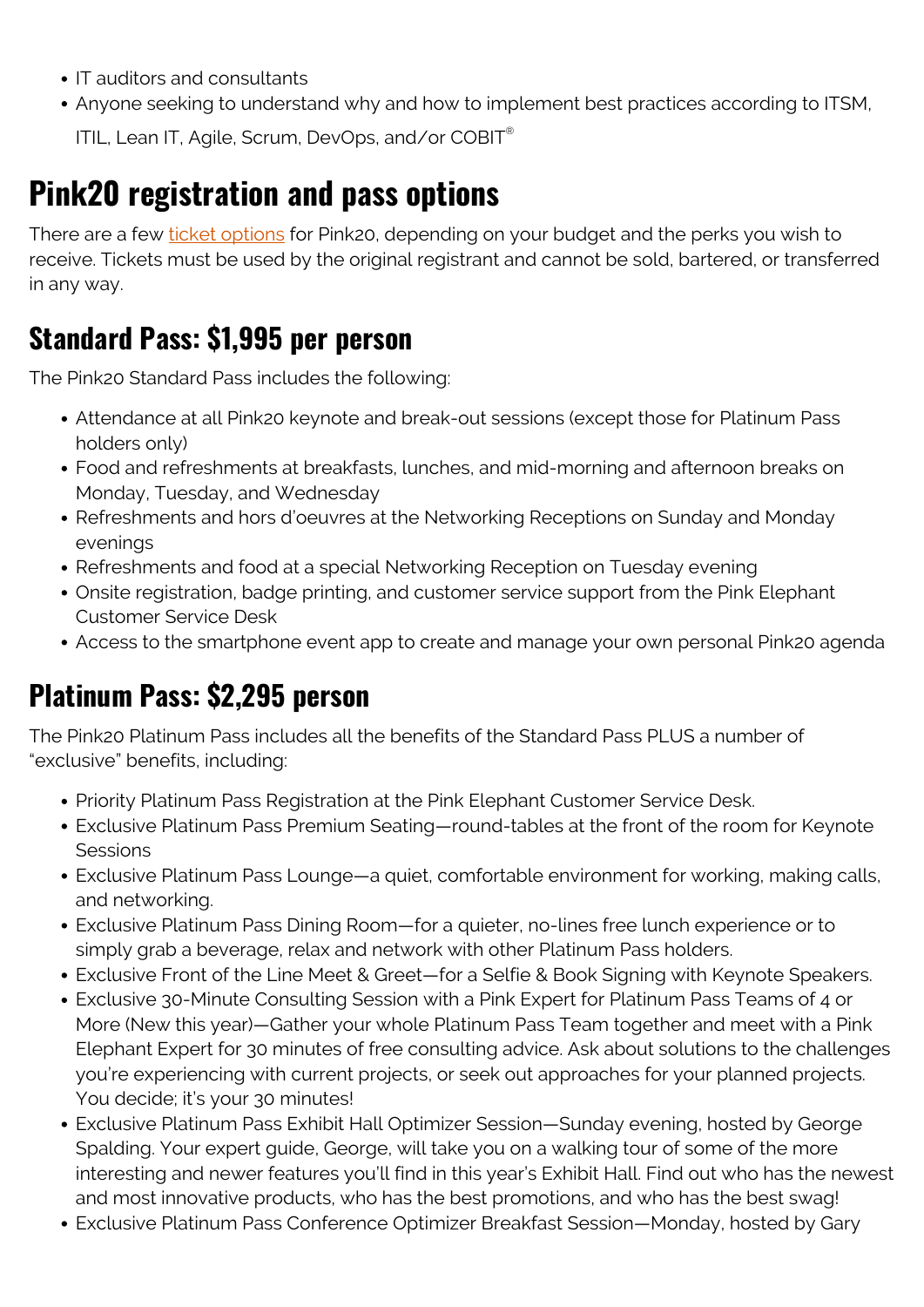- IT auditors and consultants
- Anyone seeking to understand why and how to implement best practices according to ITSM, ITIL, Lean IT, Agile, Scrum, DevOps, and/or COBIT®

## Pink20 registration and pass options

There are a few ticket options for Pink20, depending on your budget and the perks you wish to receive. Tickets must be used by the original registrant and cannot be sold, bartered, or transferred in any way.

### Standard Pass: $1,995 per person

The Pink20 Standard Pass includes the following:

- Attendance at all Pink20 keynote and break-out sessions (except those for Platinum Pass holders only)
- Food and refreshments at breakfasts, lunches, and mid-morning and afternoon breaks on Monday, Tuesday, and Wednesday
- Refreshments and hors d'oeuvres at the Networking Receptions on Sunday and Monday evenings
- Refreshments and food at a special Networking Reception on Tuesday evening
- Onsite registration, badge printing, and customer service support from the Pink Elephant Customer Service Desk
- Access to the smartphone event app to create and manage your own personal Pink20 agenda

### Platinum Pass: $2,295 person

The Pink20 Platinum Pass includes all the benefits of the Standard Pass PLUS a number of "exclusive" benefits, including:

- Priority Platinum Pass Registration at the Pink Elephant Customer Service Desk.
- Exclusive Platinum Pass Premium Seating—round-tables at the front of the room for Keynote Sessions
- Exclusive Platinum Pass Lounge—a quiet, comfortable environment for working, making calls, and networking.
- Exclusive Platinum Pass Dining Room—for a quieter, no-lines free lunch experience or to simply grab a beverage, relax and network with other Platinum Pass holders.
- Exclusive Front of the Line Meet & Greet—for a Selfie & Book Signing with Keynote Speakers.
- Exclusive 30-Minute Consulting Session with a Pink Expert for Platinum Pass Teams of 4 or More (New this year)—Gather your whole Platinum Pass Team together and meet with a Pink Elephant Expert for 30 minutes of free consulting advice. Ask about solutions to the challenges you're experiencing with current projects, or seek out approaches for your planned projects. You decide; it's your 30 minutes!
- Exclusive Platinum Pass Exhibit Hall Optimizer Session—Sunday evening, hosted by George Spalding. Your expert guide, George, will take you on a walking tour of some of the more interesting and newer features you'll find in this year's Exhibit Hall. Find out who has the newest and most innovative products, who has the best promotions, and who has the best swag!
- Exclusive Platinum Pass Conference Optimizer Breakfast Session—Monday, hosted by Gary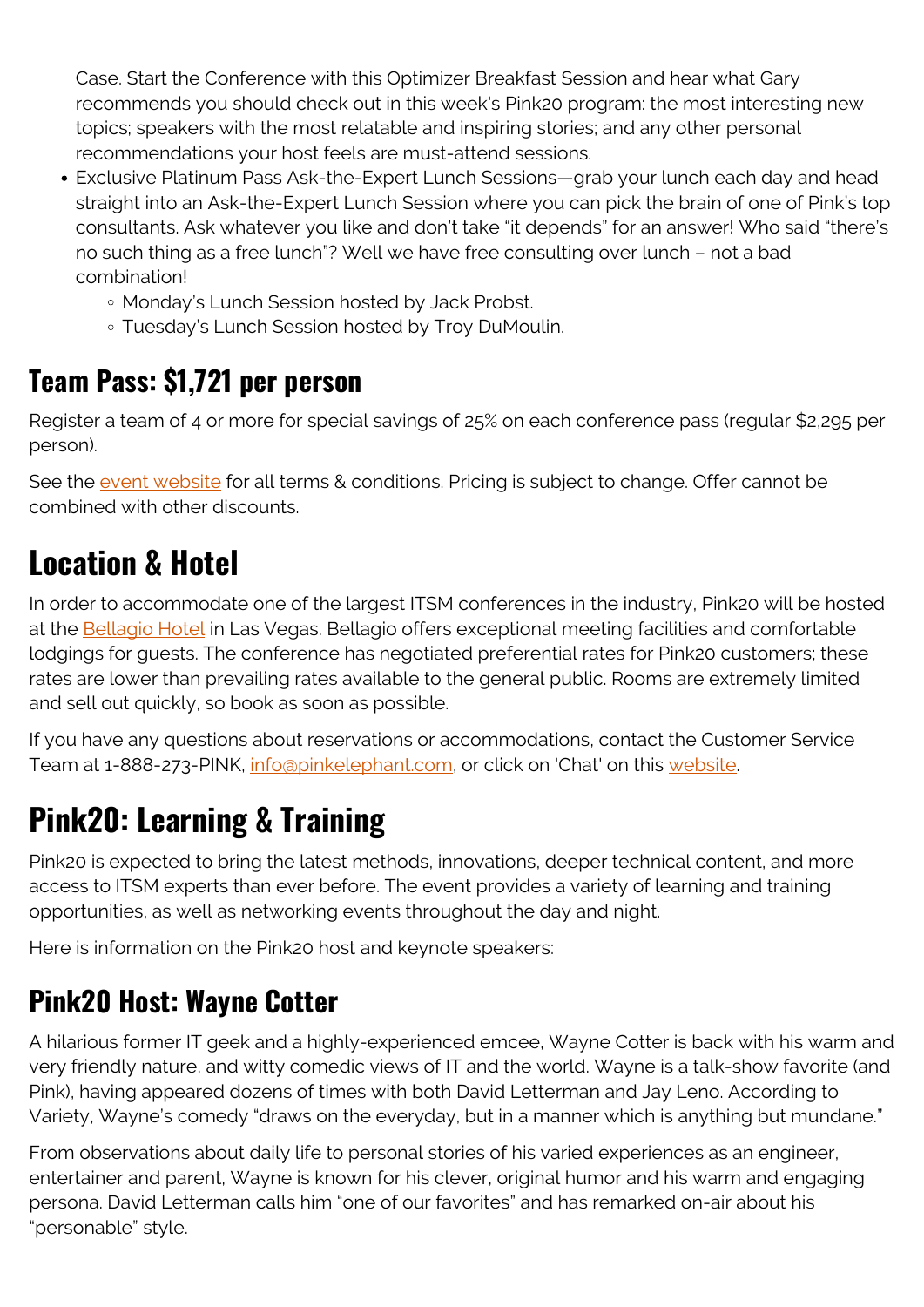Case. Start the Conference with this Optimizer Breakfast Session and hear what Gary recommends you should check out in this week's Pink20 program: the most interesting new topics; speakers with the most relatable and inspiring stories; and any other personal recommendations your host feels are must-attend sessions.

- Exclusive Platinum Pass Ask-the-Expert Lunch Sessions—grab your lunch each day and head straight into an Ask-the-Expert Lunch Session where you can pick the brain of one of Pink's top consultants. Ask whatever you like and don't take "it depends" for an answer! Who said "there's no such thing as a free lunch"? Well we have free consulting over lunch – not a bad combination!
    - Monday's Lunch Session hosted by Jack Probst.
    - Tuesday's Lunch Session hosted by Troy DuMoulin.

## Team Pass: $1,721 per person

Register a team of 4 or more for special savings of 25% on each conference pass (regular $2,295 per person).

See the event website for all terms & conditions. Pricing is subject to change. Offer cannot be combined with other discounts.

# Location & Hotel

In order to accommodate one of the largest ITSM conferences in the industry, Pink20 will be hosted at the Bellagio Hotel in Las Vegas. Bellagio offers exceptional meeting facilities and comfortable lodgings for guests. The conference has negotiated preferential rates for Pink20 customers; these rates are lower than prevailing rates available to the general public. Rooms are extremely limited and sell out quickly, so book as soon as possible.

If you have any questions about reservations or accommodations, contact the Customer Service Team at 1-888-273-PINK, info@pinkelephant.com, or click on 'Chat' on this website.

# Pink20: Learning & Training

Pink20 is expected to bring the latest methods, innovations, deeper technical content, and more access to ITSM experts than ever before. The event provides a variety of learning and training opportunities, as well as networking events throughout the day and night.

Here is information on the Pink20 host and keynote speakers:

## Pink20 Host: Wayne Cotter

A hilarious former IT geek and a highly-experienced emcee, Wayne Cotter is back with his warm and very friendly nature, and witty comedic views of IT and the world. Wayne is a talk-show favorite (and Pink), having appeared dozens of times with both David Letterman and Jay Leno. According to Variety, Wayne's comedy "draws on the everyday, but in a manner which is anything but mundane."

From observations about daily life to personal stories of his varied experiences as an engineer, entertainer and parent, Wayne is known for his clever, original humor and his warm and engaging persona. David Letterman calls him "one of our favorites" and has remarked on-air about his "personable" style.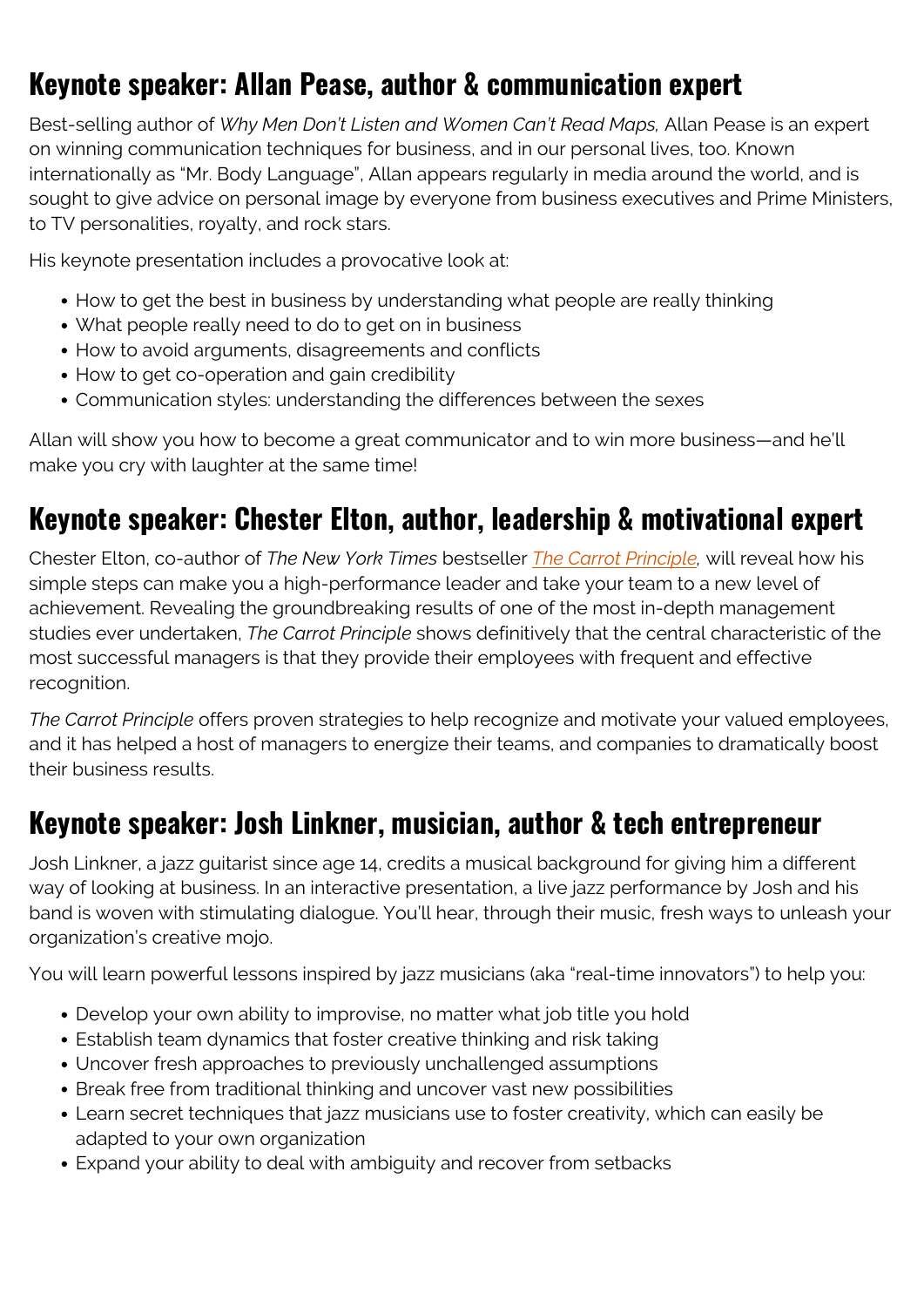## Keynote speaker: Allan Pease, author & communication expert

Best-selling author of *Why Men Don't Listen and Women Can't Read Maps,* Allan Pease is an expert on winning communication techniques for business, and in our personal lives, too. Known internationally as "Mr. Body Language", Allan appears regularly in media around the world, and is sought to give advice on personal image by everyone from business executives and Prime Ministers, to TV personalities, royalty, and rock stars.

His keynote presentation includes a provocative look at:

- How to get the best in business by understanding what people are really thinking
- What people really need to do to get on in business
- How to avoid arguments, disagreements and conflicts
- How to get co-operation and gain credibility
- Communication styles: understanding the differences between the sexes

Allan will show you how to become a great communicator and to win more business—and he'll make you cry with laughter at the same time!

## Keynote speaker: Chester Elton, author, leadership & motivational expert

Chester Elton, co-author of *The New York Times* bestseller *The Carrot Principle,* will reveal how his simple steps can make you a high-performance leader and take your team to a new level of achievement. Revealing the groundbreaking results of one of the most in-depth management studies ever undertaken, *The Carrot Principle* shows definitively that the central characteristic of the most successful managers is that they provide their employees with frequent and effective recognition.

*The Carrot Principle* offers proven strategies to help recognize and motivate your valued employees, and it has helped a host of managers to energize their teams, and companies to dramatically boost their business results.

## Keynote speaker: Josh Linkner, musician, author & tech entrepreneur

Josh Linkner, a jazz guitarist since age 14, credits a musical background for giving him a different way of looking at business. In an interactive presentation, a live jazz performance by Josh and his band is woven with stimulating dialogue. You'll hear, through their music, fresh ways to unleash your organization's creative mojo.

You will learn powerful lessons inspired by jazz musicians (aka "real-time innovators") to help you:

- Develop your own ability to improvise, no matter what job title you hold
- Establish team dynamics that foster creative thinking and risk taking
- Uncover fresh approaches to previously unchallenged assumptions
- Break free from traditional thinking and uncover vast new possibilities
- Learn secret techniques that jazz musicians use to foster creativity, which can easily be adapted to your own organization
- Expand your ability to deal with ambiguity and recover from setbacks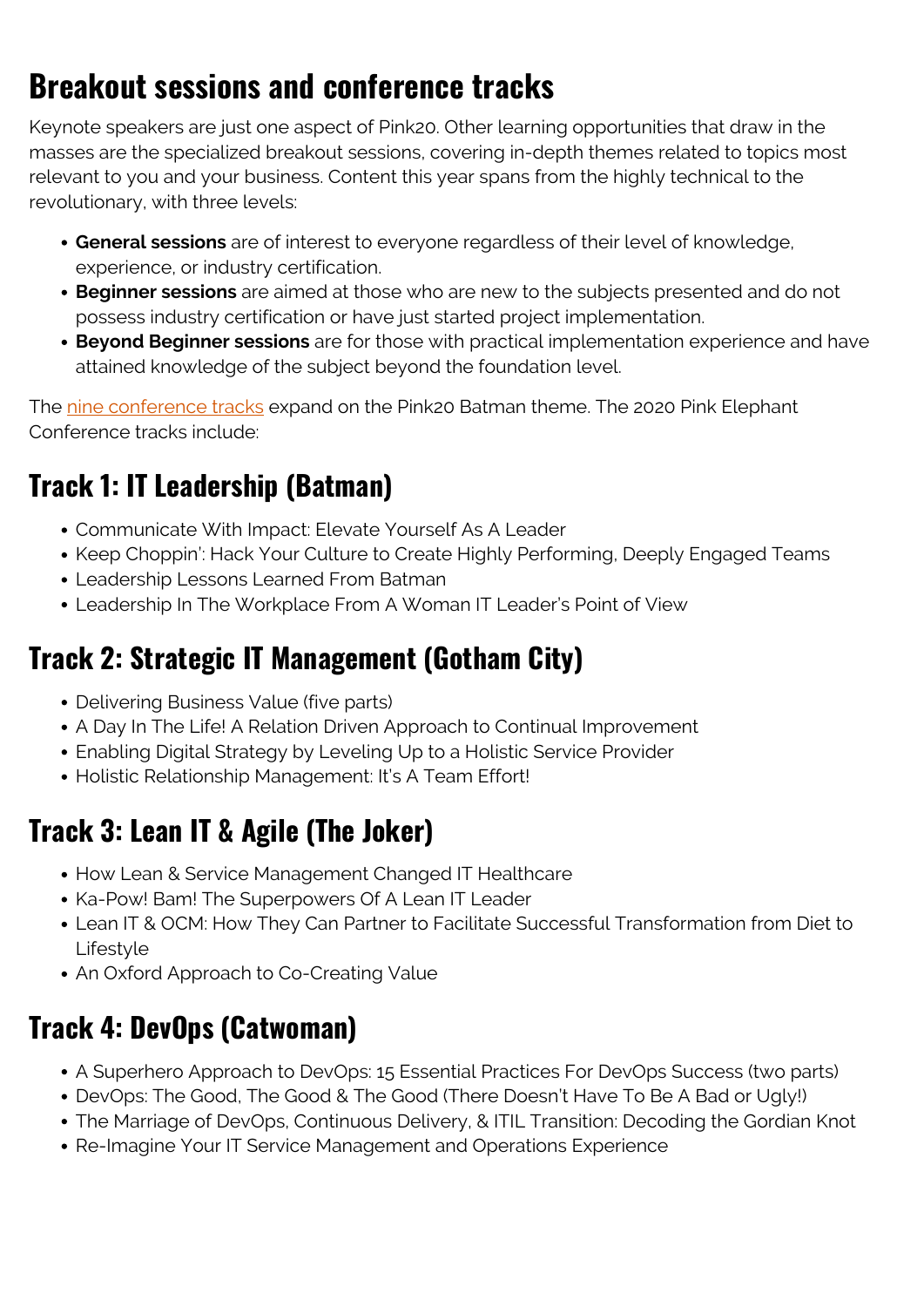## Breakout sessions and conference tracks

Keynote speakers are just one aspect of Pink20. Other learning opportunities that draw in the masses are the specialized breakout sessions, covering in-depth themes related to topics most relevant to you and your business. Content this year spans from the highly technical to the revolutionary, with three levels:

- **General sessions** are of interest to everyone regardless of their level of knowledge, experience, or industry certification.
- **Beginner sessions** are aimed at those who are new to the subjects presented and do not possess industry certification or have just started project implementation.
- **Beyond Beginner sessions** are for those with practical implementation experience and have attained knowledge of the subject beyond the foundation level.

The nine conference tracks expand on the Pink20 Batman theme. The 2020 Pink Elephant Conference tracks include:

### Track 1: IT Leadership (Batman)

- Communicate With Impact: Elevate Yourself As A Leader
- Keep Choppin': Hack Your Culture to Create Highly Performing, Deeply Engaged Teams
- Leadership Lessons Learned From Batman
- Leadership In The Workplace From A Woman IT Leader's Point of View

### Track 2: Strategic IT Management (Gotham City)

- Delivering Business Value (five parts)
- A Day In The Life! A Relation Driven Approach to Continual Improvement
- Enabling Digital Strategy by Leveling Up to a Holistic Service Provider
- Holistic Relationship Management: It's A Team Effort!

### Track 3: Lean IT & Agile (The Joker)

- How Lean & Service Management Changed IT Healthcare
- Ka-Pow! Bam! The Superpowers Of A Lean IT Leader
- Lean IT & OCM: How They Can Partner to Facilitate Successful Transformation from Diet to Lifestyle
- An Oxford Approach to Co-Creating Value

### Track 4: DevOps (Catwoman)

- A Superhero Approach to DevOps: 15 Essential Practices For DevOps Success (two parts)
- DevOps: The Good, The Good & The Good (There Doesn't Have To Be A Bad or Ugly!)
- The Marriage of DevOps, Continuous Delivery, & ITIL Transition: Decoding the Gordian Knot
- Re-Imagine Your IT Service Management and Operations Experience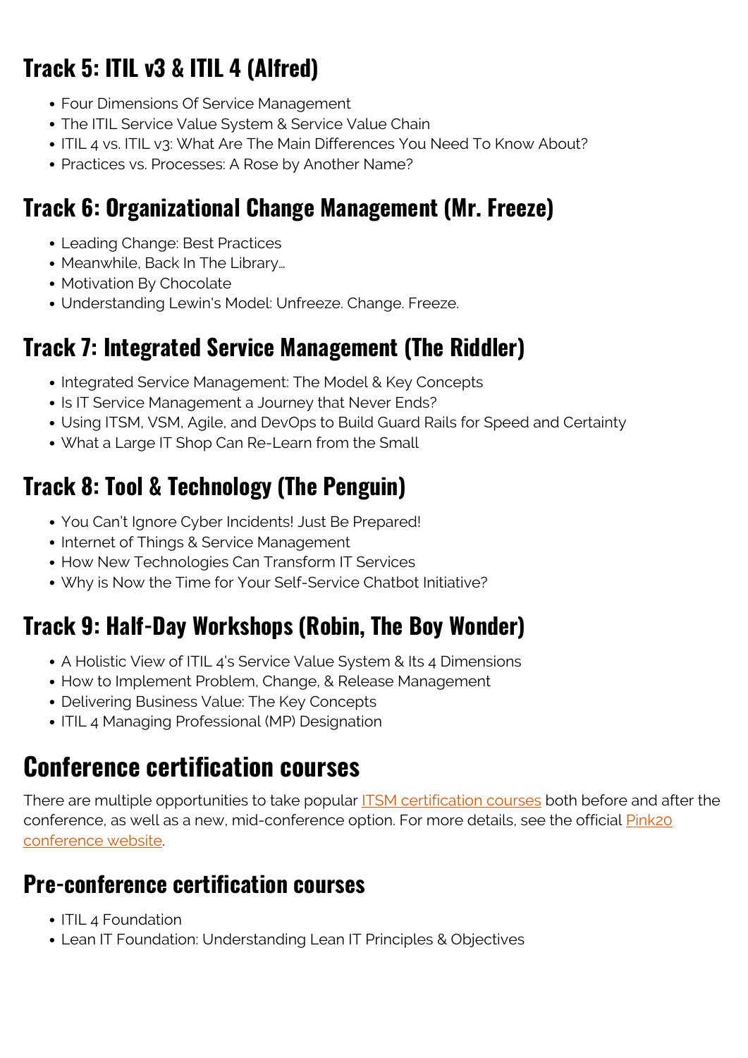## Track 5: ITIL v3 & ITIL 4 (Alfred)

- Four Dimensions Of Service Management
- The ITIL Service Value System & Service Value Chain
- ITIL 4 vs. ITIL v3: What Are The Main Differences You Need To Know About?
- Practices vs. Processes: A Rose by Another Name?

## Track 6: Organizational Change Management (Mr. Freeze)

- Leading Change: Best Practices
- Meanwhile, Back In The Library…
- Motivation By Chocolate
- Understanding Lewin's Model: Unfreeze. Change. Freeze.

## Track 7: Integrated Service Management (The Riddler)

- Integrated Service Management: The Model & Key Concepts
- Is IT Service Management a Journey that Never Ends?
- Using ITSM, VSM, Agile, and DevOps to Build Guard Rails for Speed and Certainty
- What a Large IT Shop Can Re-Learn from the Small

## Track 8: Tool & Technology (The Penguin)

- You Can't Ignore Cyber Incidents! Just Be Prepared!
- Internet of Things & Service Management
- How New Technologies Can Transform IT Services
- Why is Now the Time for Your Self-Service Chatbot Initiative?

## Track 9: Half-Day Workshops (Robin, The Boy Wonder)

- A Holistic View of ITIL 4's Service Value System & Its 4 Dimensions
- How to Implement Problem, Change, & Release Management
- Delivering Business Value: The Key Concepts
- ITIL 4 Managing Professional (MP) Designation

# Conference certification courses

There are multiple opportunities to take popular ITSM certification courses both before and after the conference, as well as a new, mid-conference option. For more details, see the official Pink20 conference website.

## Pre-conference certification courses

- ITIL 4 Foundation
- Lean IT Foundation: Understanding Lean IT Principles & Objectives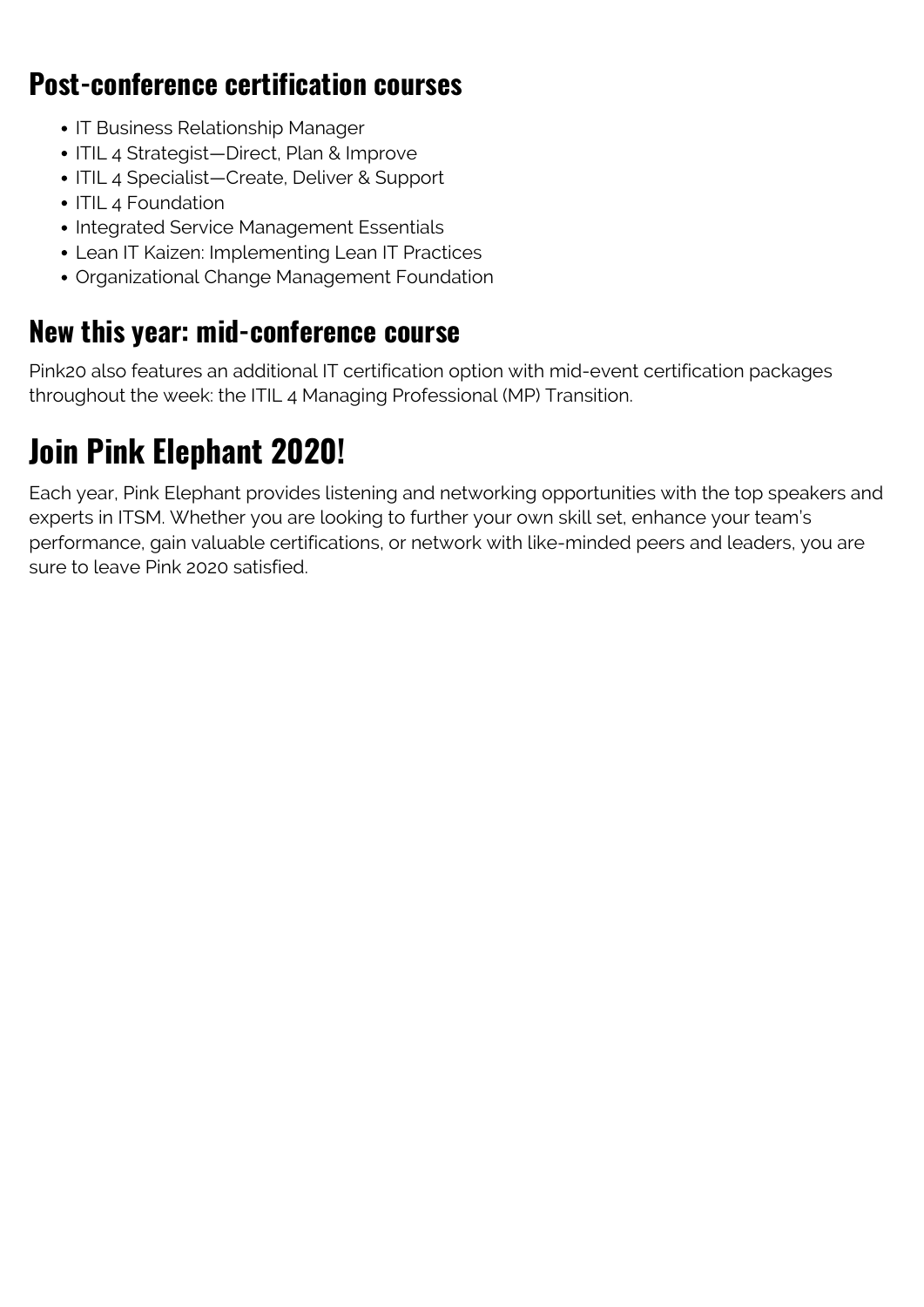## Post-conference certification courses

- IT Business Relationship Manager
- ITIL 4 Strategist—Direct, Plan & Improve
- ITIL 4 Specialist—Create, Deliver & Support
- ITIL 4 Foundation
- Integrated Service Management Essentials
- Lean IT Kaizen: Implementing Lean IT Practices
- Organizational Change Management Foundation

## New this year: mid-conference course

Pink20 also features an additional IT certification option with mid-event certification packages throughout the week: the ITIL 4 Managing Professional (MP) Transition.

# Join Pink Elephant 2020!

Each year, Pink Elephant provides listening and networking opportunities with the top speakers and experts in ITSM. Whether you are looking to further your own skill set, enhance your team's performance, gain valuable certifications, or network with like-minded peers and leaders, you are sure to leave Pink 2020 satisfied.